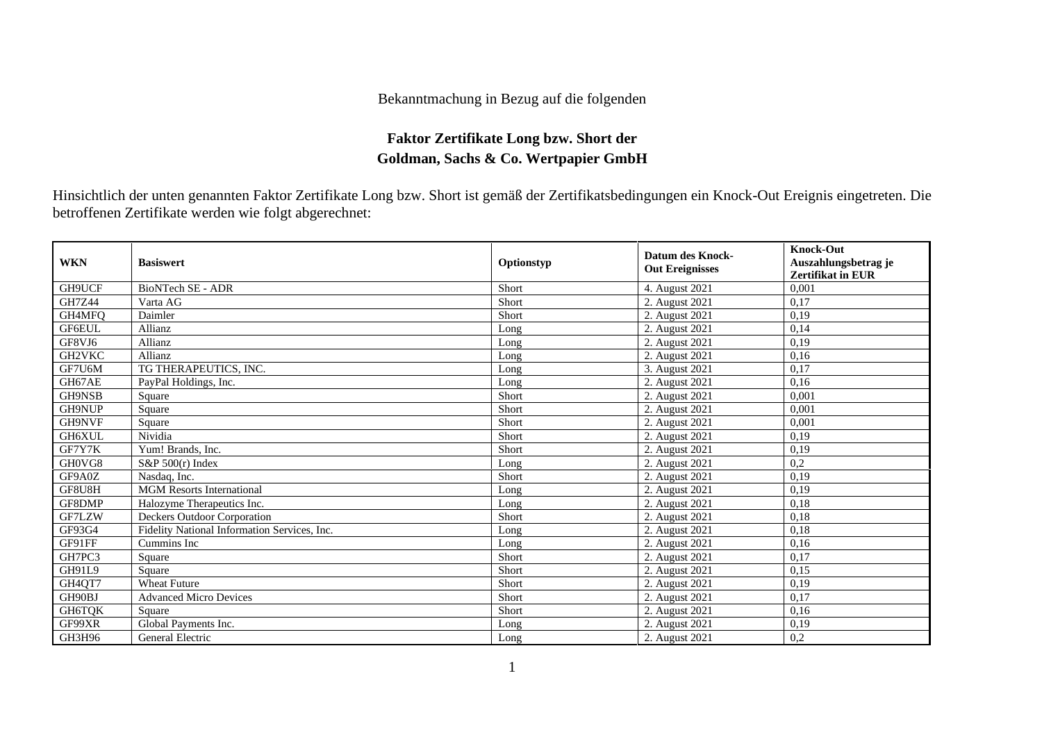Bekanntmachung in Bezug auf die folgenden

**Faktor Zertifikate Long bzw. Short der**
**Goldman, Sachs & Co. Wertpapier GmbH**

Hinsichtlich der unten genannten Faktor Zertifikate Long bzw. Short ist gemäß der Zertifikatsbedingungen ein Knock-Out Ereignis eingetreten. Die betroffenen Zertifikate werden wie folgt abgerechnet:

| **WKN** | **Basiswert** | **Optionstyp** | **Datum des Knock-Out Ereignisses** | **Knock-Out Auszahlungsbetrag je Zertifikat in EUR** |
|---|---|---|---|---|
| GH9UCF | BioNTech SE - ADR | Short | 4. August 2021 | 0,001 |
| GH7Z44 | Varta AG | Short | 2. August 2021 | 0,17 |
| GH4MFQ | Daimler | Short | 2. August 2021 | 0,19 |
| GF6EUL | Allianz | Long | 2. August 2021 | 0,14 |
| GF8VJ6 | Allianz | Long | 2. August 2021 | 0,19 |
| GH2VKC | Allianz | Long | 2. August 2021 | 0,16 |
| GF7U6M | TG THERAPEUTICS, INC. | Long | 3. August 2021 | 0,17 |
| GH67AE | PayPal Holdings, Inc. | Long | 2. August 2021 | 0,16 |
| GH9NSB | Square | Short | 2. August 2021 | 0,001 |
| GH9NUP | Square | Short | 2. August 2021 | 0,001 |
| GH9NVF | Square | Short | 2. August 2021 | 0,001 |
| GH6XUL | Nividia | Short | 2. August 2021 | 0,19 |
| GF7Y7K | Yum! Brands, Inc. | Short | 2. August 2021 | 0,19 |
| GH0VG8 | S&P 500(r) Index | Long | 2. August 2021 | 0,2 |
| GF9A0Z | Nasdaq, Inc. | Short | 2. August 2021 | 0,19 |
| GF8U8H | MGM Resorts International | Long | 2. August 2021 | 0,19 |
| GF8DMP | Halozyme Therapeutics Inc. | Long | 2. August 2021 | 0,18 |
| GF7LZW | Deckers Outdoor Corporation | Short | 2. August 2021 | 0,18 |
| GF93G4 | Fidelity National Information Services, Inc. | Long | 2. August 2021 | 0,18 |
| GF91FF | Cummins Inc | Long | 2. August 2021 | 0,16 |
| GH7PC3 | Square | Short | 2. August 2021 | 0,17 |
| GH91L9 | Square | Short | 2. August 2021 | 0,15 |
| GH4QT7 | Wheat Future | Short | 2. August 2021 | 0,19 |
| GH90BJ | Advanced Micro Devices | Short | 2. August 2021 | 0,17 |
| GH6TQK | Square | Short | 2. August 2021 | 0,16 |
| GF99XR | Global Payments Inc. | Long | 2. August 2021 | 0,19 |
| GH3H96 | General Electric | Long | 2. August 2021 | 0,2 |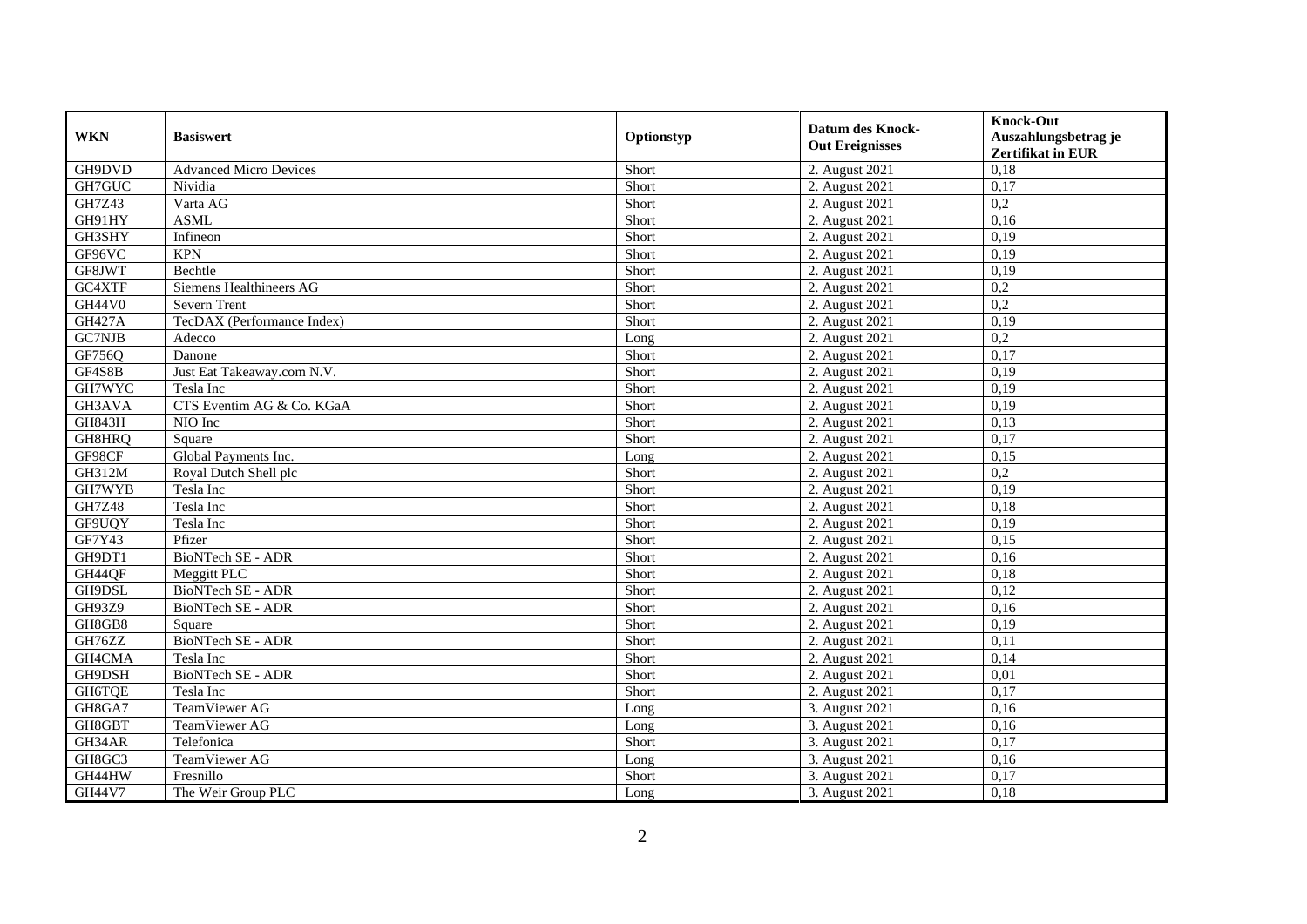| WKN | Basiswert | Optionstyp | Datum des Knock-Out Ereignisses | Knock-Out Auszahlungsbetrag je Zertifikat in EUR |
|---|---|---|---|---|
| GH9DVD | Advanced Micro Devices | Short | 2. August 2021 | 0,18 |
| GH7GUC | Nividia | Short | 2. August 2021 | 0,17 |
| GH7Z43 | Varta AG | Short | 2. August 2021 | 0,2 |
| GH91HY | ASML | Short | 2. August 2021 | 0,16 |
| GH3SHY | Infineon | Short | 2. August 2021 | 0,19 |
| GF96VC | KPN | Short | 2. August 2021 | 0,19 |
| GF8JWT | Bechtle | Short | 2. August 2021 | 0,19 |
| GC4XTF | Siemens Healthineers AG | Short | 2. August 2021 | 0,2 |
| GH44V0 | Severn Trent | Short | 2. August 2021 | 0,2 |
| GH427A | TecDAX (Performance Index) | Short | 2. August 2021 | 0,19 |
| GC7NJB | Adecco | Long | 2. August 2021 | 0,2 |
| GF756Q | Danone | Short | 2. August 2021 | 0,17 |
| GF4S8B | Just Eat Takeaway.com N.V. | Short | 2. August 2021 | 0,19 |
| GH7WYC | Tesla Inc | Short | 2. August 2021 | 0,19 |
| GH3AVA | CTS Eventim AG & Co. KGaA | Short | 2. August 2021 | 0,19 |
| GH843H | NIO Inc | Short | 2. August 2021 | 0,13 |
| GH8HRQ | Square | Short | 2. August 2021 | 0,17 |
| GF98CF | Global Payments Inc. | Long | 2. August 2021 | 0,15 |
| GH312M | Royal Dutch Shell plc | Short | 2. August 2021 | 0,2 |
| GH7WYB | Tesla Inc | Short | 2. August 2021 | 0,19 |
| GH7Z48 | Tesla Inc | Short | 2. August 2021 | 0,18 |
| GF9UQY | Tesla Inc | Short | 2. August 2021 | 0,19 |
| GF7Y43 | Pfizer | Short | 2. August 2021 | 0,15 |
| GH9DT1 | BioNTech SE - ADR | Short | 2. August 2021 | 0,16 |
| GH44QF | Meggitt PLC | Short | 2. August 2021 | 0,18 |
| GH9DSL | BioNTech SE - ADR | Short | 2. August 2021 | 0,12 |
| GH93Z9 | BioNTech SE - ADR | Short | 2. August 2021 | 0,16 |
| GH8GB8 | Square | Short | 2. August 2021 | 0,19 |
| GH76ZZ | BioNTech SE - ADR | Short | 2. August 2021 | 0,11 |
| GH4CMA | Tesla Inc | Short | 2. August 2021 | 0,14 |
| GH9DSH | BioNTech SE - ADR | Short | 2. August 2021 | 0,01 |
| GH6TQE | Tesla Inc | Short | 2. August 2021 | 0,17 |
| GH8GA7 | TeamViewer AG | Long | 3. August 2021 | 0,16 |
| GH8GBT | TeamViewer AG | Long | 3. August 2021 | 0,16 |
| GH34AR | Telefonica | Short | 3. August 2021 | 0,17 |
| GH8GC3 | TeamViewer AG | Long | 3. August 2021 | 0,16 |
| GH44HW | Fresnillo | Short | 3. August 2021 | 0,17 |
| GH44V7 | The Weir Group PLC | Long | 3. August 2021 | 0,18 |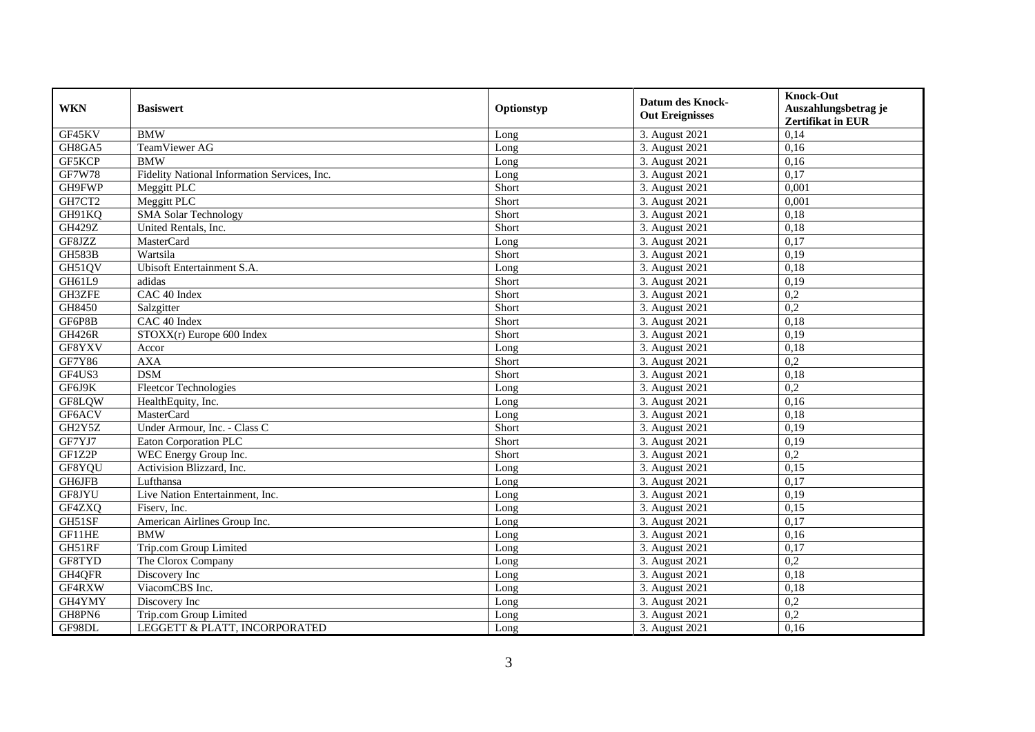| WKN | Basiswert | Optionstyp | Datum des Knock-Out Ereignisses | Knock-Out Auszahlungsbetrag je Zertifikat in EUR |
|---|---|---|---|---|
| GF45KV | BMW | Long | 3. August 2021 | 0,14 |
| GH8GA5 | TeamViewer AG | Long | 3. August 2021 | 0,16 |
| GF5KCP | BMW | Long | 3. August 2021 | 0,16 |
| GF7W78 | Fidelity National Information Services, Inc. | Long | 3. August 2021 | 0,17 |
| GH9FWP | Meggitt PLC | Short | 3. August 2021 | 0,001 |
| GH7CT2 | Meggitt PLC | Short | 3. August 2021 | 0,001 |
| GH91KQ | SMA Solar Technology | Short | 3. August 2021 | 0,18 |
| GH429Z | United Rentals, Inc. | Short | 3. August 2021 | 0,18 |
| GF8JZZ | MasterCard | Long | 3. August 2021 | 0,17 |
| GH583B | Wartsila | Short | 3. August 2021 | 0,19 |
| GH51QV | Ubisoft Entertainment S.A. | Long | 3. August 2021 | 0,18 |
| GH61L9 | adidas | Short | 3. August 2021 | 0,19 |
| GH3ZFE | CAC 40 Index | Short | 3. August 2021 | 0,2 |
| GH8450 | Salzgitter | Short | 3. August 2021 | 0,2 |
| GF6P8B | CAC 40 Index | Short | 3. August 2021 | 0,18 |
| GH426R | STOXX(r) Europe 600 Index | Short | 3. August 2021 | 0,19 |
| GF8YXV | Accor | Long | 3. August 2021 | 0,18 |
| GF7Y86 | AXA | Short | 3. August 2021 | 0,2 |
| GF4US3 | DSM | Short | 3. August 2021 | 0,18 |
| GF6J9K | Fleetcor Technologies | Long | 3. August 2021 | 0,2 |
| GF8LQW | HealthEquity, Inc. | Long | 3. August 2021 | 0,16 |
| GF6ACV | MasterCard | Long | 3. August 2021 | 0,18 |
| GH2Y5Z | Under Armour, Inc. - Class C | Short | 3. August 2021 | 0,19 |
| GF7YJ7 | Eaton Corporation PLC | Short | 3. August 2021 | 0,19 |
| GF1Z2P | WEC Energy Group Inc. | Short | 3. August 2021 | 0,2 |
| GF8YQU | Activision Blizzard, Inc. | Long | 3. August 2021 | 0,15 |
| GH6JFB | Lufthansa | Long | 3. August 2021 | 0,17 |
| GF8JYU | Live Nation Entertainment, Inc. | Long | 3. August 2021 | 0,19 |
| GF4ZXQ | Fiserv, Inc. | Long | 3. August 2021 | 0,15 |
| GH51SF | American Airlines Group Inc. | Long | 3. August 2021 | 0,17 |
| GF11HE | BMW | Long | 3. August 2021 | 0,16 |
| GH51RF | Trip.com Group Limited | Long | 3. August 2021 | 0,17 |
| GF8TYD | The Clorox Company | Long | 3. August 2021 | 0,2 |
| GH4QFR | Discovery Inc | Long | 3. August 2021 | 0,18 |
| GF4RXW | ViacomCBS Inc. | Long | 3. August 2021 | 0,18 |
| GH4YMY | Discovery Inc | Long | 3. August 2021 | 0,2 |
| GH8PN6 | Trip.com Group Limited | Long | 3. August 2021 | 0,2 |
| GF98DL | LEGGETT & PLATT, INCORPORATED | Long | 3. August 2021 | 0,16 |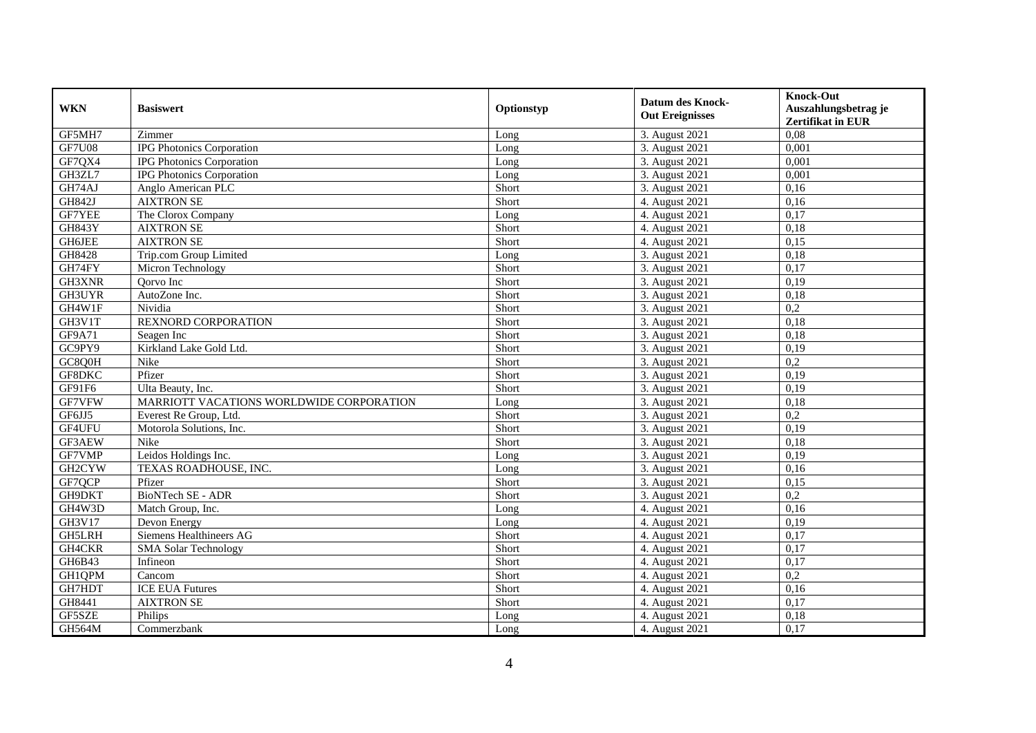| WKN | Basiswert | Optionstyp | Datum des Knock-Out Ereignisses | Knock-Out Auszahlungsbetrag je Zertifikat in EUR |
|---|---|---|---|---|
| GF5MH7 | Zimmer | Long | 3. August 2021 | 0,08 |
| GF7U08 | IPG Photonics Corporation | Long | 3. August 2021 | 0,001 |
| GF7QX4 | IPG Photonics Corporation | Long | 3. August 2021 | 0,001 |
| GH3ZL7 | IPG Photonics Corporation | Long | 3. August 2021 | 0,001 |
| GH74AJ | Anglo American PLC | Short | 3. August 2021 | 0,16 |
| GH842J | AIXTRON SE | Short | 4. August 2021 | 0,16 |
| GF7YEE | The Clorox Company | Long | 4. August 2021 | 0,17 |
| GH843Y | AIXTRON SE | Short | 4. August 2021 | 0,18 |
| GH6JEE | AIXTRON SE | Short | 4. August 2021 | 0,15 |
| GH8428 | Trip.com Group Limited | Long | 3. August 2021 | 0,18 |
| GH74FY | Micron Technology | Short | 3. August 2021 | 0,17 |
| GH3XNR | Qorvo Inc | Short | 3. August 2021 | 0,19 |
| GH3UYR | AutoZone Inc. | Short | 3. August 2021 | 0,18 |
| GH4W1F | Nividia | Short | 3. August 2021 | 0,2 |
| GH3V1T | REXNORD CORPORATION | Short | 3. August 2021 | 0,18 |
| GF9A71 | Seagen Inc | Short | 3. August 2021 | 0,18 |
| GC9PY9 | Kirkland Lake Gold Ltd. | Short | 3. August 2021 | 0,19 |
| GC8Q0H | Nike | Short | 3. August 2021 | 0,2 |
| GF8DKC | Pfizer | Short | 3. August 2021 | 0,19 |
| GF91F6 | Ulta Beauty, Inc. | Short | 3. August 2021 | 0,19 |
| GF7VFW | MARRIOTT VACATIONS WORLDWIDE CORPORATION | Long | 3. August 2021 | 0,18 |
| GF6JJ5 | Everest Re Group, Ltd. | Short | 3. August 2021 | 0,2 |
| GF4UFU | Motorola Solutions, Inc. | Short | 3. August 2021 | 0,19 |
| GF3AEW | Nike | Short | 3. August 2021 | 0,18 |
| GF7VMP | Leidos Holdings Inc. | Long | 3. August 2021 | 0,19 |
| GH2CYW | TEXAS ROADHOUSE, INC. | Long | 3. August 2021 | 0,16 |
| GF7QCP | Pfizer | Short | 3. August 2021 | 0,15 |
| GH9DKT | BioNTech SE - ADR | Short | 3. August 2021 | 0,2 |
| GH4W3D | Match Group, Inc. | Long | 4. August 2021 | 0,16 |
| GH3V17 | Devon Energy | Long | 4. August 2021 | 0,19 |
| GH5LRH | Siemens Healthineers AG | Short | 4. August 2021 | 0,17 |
| GH4CKR | SMA Solar Technology | Short | 4. August 2021 | 0,17 |
| GH6B43 | Infineon | Short | 4. August 2021 | 0,17 |
| GH1QPM | Cancom | Short | 4. August 2021 | 0,2 |
| GH7HDT | ICE EUA Futures | Short | 4. August 2021 | 0,16 |
| GH8441 | AIXTRON SE | Short | 4. August 2021 | 0,17 |
| GF5SZE | Philips | Long | 4. August 2021 | 0,18 |
| GH564M | Commerzbank | Long | 4. August 2021 | 0,17 |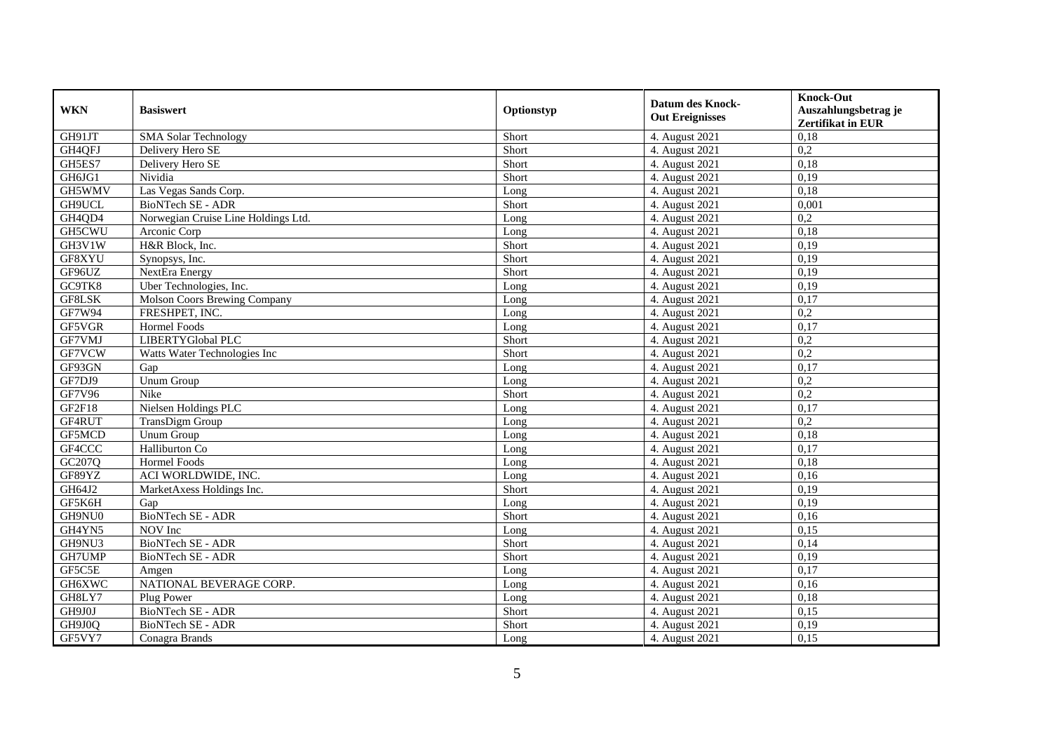| WKN | Basiswert | Optionstyp | Datum des Knock-Out Ereignisses | Knock-Out Auszahlungsbetrag je Zertifikat in EUR |
|---|---|---|---|---|
| GH91JT | SMA Solar Technology | Short | 4. August 2021 | 0,18 |
| GH4QFJ | Delivery Hero SE | Short | 4. August 2021 | 0,2 |
| GH5ES7 | Delivery Hero SE | Short | 4. August 2021 | 0,18 |
| GH6JG1 | Nividia | Short | 4. August 2021 | 0,19 |
| GH5WMV | Las Vegas Sands Corp. | Long | 4. August 2021 | 0,18 |
| GH9UCL | BioNTech SE - ADR | Short | 4. August 2021 | 0,001 |
| GH4QD4 | Norwegian Cruise Line Holdings Ltd. | Long | 4. August 2021 | 0,2 |
| GH5CWU | Arconic Corp | Long | 4. August 2021 | 0,18 |
| GH3V1W | H&R Block, Inc. | Short | 4. August 2021 | 0,19 |
| GF8XYU | Synopsys, Inc. | Short | 4. August 2021 | 0,19 |
| GF96UZ | NextEra Energy | Short | 4. August 2021 | 0,19 |
| GC9TK8 | Uber Technologies, Inc. | Long | 4. August 2021 | 0,19 |
| GF8LSK | Molson Coors Brewing Company | Long | 4. August 2021 | 0,17 |
| GF7W94 | FRESHPET, INC. | Long | 4. August 2021 | 0,2 |
| GF5VGR | Hormel Foods | Long | 4. August 2021 | 0,17 |
| GF7VMJ | LIBERTYGlobal PLC | Short | 4. August 2021 | 0,2 |
| GF7VCW | Watts Water Technologies Inc | Short | 4. August 2021 | 0,2 |
| GF93GN | Gap | Long | 4. August 2021 | 0,17 |
| GF7DJ9 | Unum Group | Long | 4. August 2021 | 0,2 |
| GF7V96 | Nike | Short | 4. August 2021 | 0,2 |
| GF2F18 | Nielsen Holdings PLC | Long | 4. August 2021 | 0,17 |
| GF4RUT | TransDigm Group | Long | 4. August 2021 | 0,2 |
| GF5MCD | Unum Group | Long | 4. August 2021 | 0,18 |
| GF4CCC | Halliburton Co | Long | 4. August 2021 | 0,17 |
| GC207Q | Hormel Foods | Long | 4. August 2021 | 0,18 |
| GF89YZ | ACI WORLDWIDE, INC. | Long | 4. August 2021 | 0,16 |
| GH64J2 | MarketAxess Holdings Inc. | Short | 4. August 2021 | 0,19 |
| GF5K6H | Gap | Long | 4. August 2021 | 0,19 |
| GH9NU0 | BioNTech SE - ADR | Short | 4. August 2021 | 0,16 |
| GH4YN5 | NOV Inc | Long | 4. August 2021 | 0,15 |
| GH9NU3 | BioNTech SE - ADR | Short | 4. August 2021 | 0,14 |
| GH7UMP | BioNTech SE - ADR | Short | 4. August 2021 | 0,19 |
| GF5C5E | Amgen | Long | 4. August 2021 | 0,17 |
| GH6XWC | NATIONAL BEVERAGE CORP. | Long | 4. August 2021 | 0,16 |
| GH8LY7 | Plug Power | Long | 4. August 2021 | 0,18 |
| GH9J0J | BioNTech SE - ADR | Short | 4. August 2021 | 0,15 |
| GH9J0Q | BioNTech SE - ADR | Short | 4. August 2021 | 0,19 |
| GF5VY7 | Conagra Brands | Long | 4. August 2021 | 0,15 |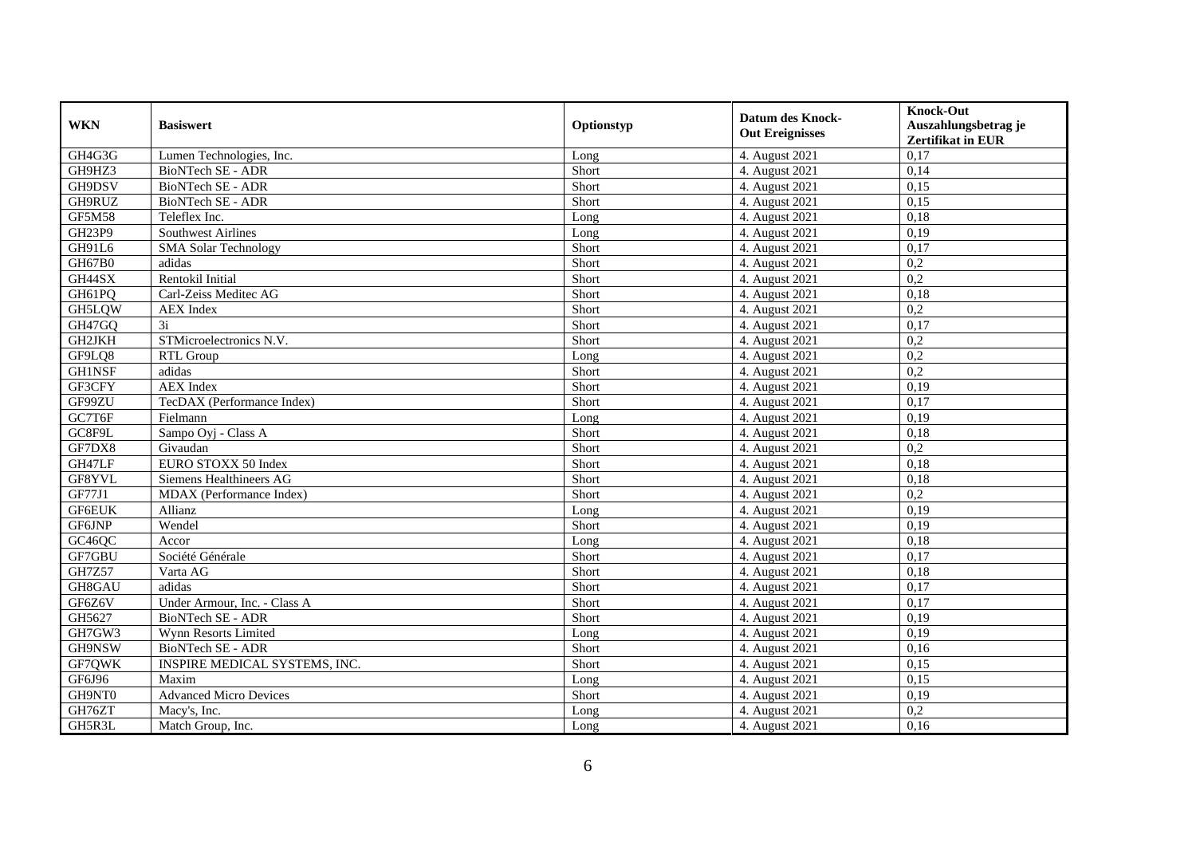| WKN | Basiswert | Optionstyp | Datum des Knock-Out Ereignisses | Knock-Out Auszahlungsbetrag je Zertifikat in EUR |
|---|---|---|---|---|
| GH4G3G | Lumen Technologies, Inc. | Long | 4. August 2021 | 0,17 |
| GH9HZ3 | BioNTech SE - ADR | Short | 4. August 2021 | 0,14 |
| GH9DSV | BioNTech SE - ADR | Short | 4. August 2021 | 0,15 |
| GH9RUZ | BioNTech SE - ADR | Short | 4. August 2021 | 0,15 |
| GF5M58 | Teleflex Inc. | Long | 4. August 2021 | 0,18 |
| GH23P9 | Southwest Airlines | Long | 4. August 2021 | 0,19 |
| GH91L6 | SMA Solar Technology | Short | 4. August 2021 | 0,17 |
| GH67B0 | adidas | Short | 4. August 2021 | 0,2 |
| GH44SX | Rentokil Initial | Short | 4. August 2021 | 0,2 |
| GH61PQ | Carl-Zeiss Meditec AG | Short | 4. August 2021 | 0,18 |
| GH5LQW | AEX Index | Short | 4. August 2021 | 0,2 |
| GH47GQ | 3i | Short | 4. August 2021 | 0,17 |
| GH2JKH | STMicroelectronics N.V. | Short | 4. August 2021 | 0,2 |
| GF9LQ8 | RTL Group | Long | 4. August 2021 | 0,2 |
| GH1NSF | adidas | Short | 4. August 2021 | 0,2 |
| GF3CFY | AEX Index | Short | 4. August 2021 | 0,19 |
| GF99ZU | TecDAX (Performance Index) | Short | 4. August 2021 | 0,17 |
| GC7T6F | Fielmann | Long | 4. August 2021 | 0,19 |
| GC8F9L | Sampo Oyj - Class A | Short | 4. August 2021 | 0,18 |
| GF7DX8 | Givaudan | Short | 4. August 2021 | 0,2 |
| GH47LF | EURO STOXX 50 Index | Short | 4. August 2021 | 0,18 |
| GF8YVL | Siemens Healthineers AG | Short | 4. August 2021 | 0,18 |
| GF77J1 | MDAX (Performance Index) | Short | 4. August 2021 | 0,2 |
| GF6EUK | Allianz | Long | 4. August 2021 | 0,19 |
| GF6JNP | Wendel | Short | 4. August 2021 | 0,19 |
| GC46QC | Accor | Long | 4. August 2021 | 0,18 |
| GF7GBU | Société Générale | Short | 4. August 2021 | 0,17 |
| GH7Z57 | Varta AG | Short | 4. August 2021 | 0,18 |
| GH8GAU | adidas | Short | 4. August 2021 | 0,17 |
| GF6Z6V | Under Armour, Inc. - Class A | Short | 4. August 2021 | 0,17 |
| GH5627 | BioNTech SE - ADR | Short | 4. August 2021 | 0,19 |
| GH7GW3 | Wynn Resorts Limited | Long | 4. August 2021 | 0,19 |
| GH9NSW | BioNTech SE - ADR | Short | 4. August 2021 | 0,16 |
| GF7QWK | INSPIRE MEDICAL SYSTEMS, INC. | Short | 4. August 2021 | 0,15 |
| GF6J96 | Maxim | Long | 4. August 2021 | 0,15 |
| GH9NT0 | Advanced Micro Devices | Short | 4. August 2021 | 0,19 |
| GH76ZT | Macy's, Inc. | Long | 4. August 2021 | 0,2 |
| GH5R3L | Match Group, Inc. | Long | 4. August 2021 | 0,16 |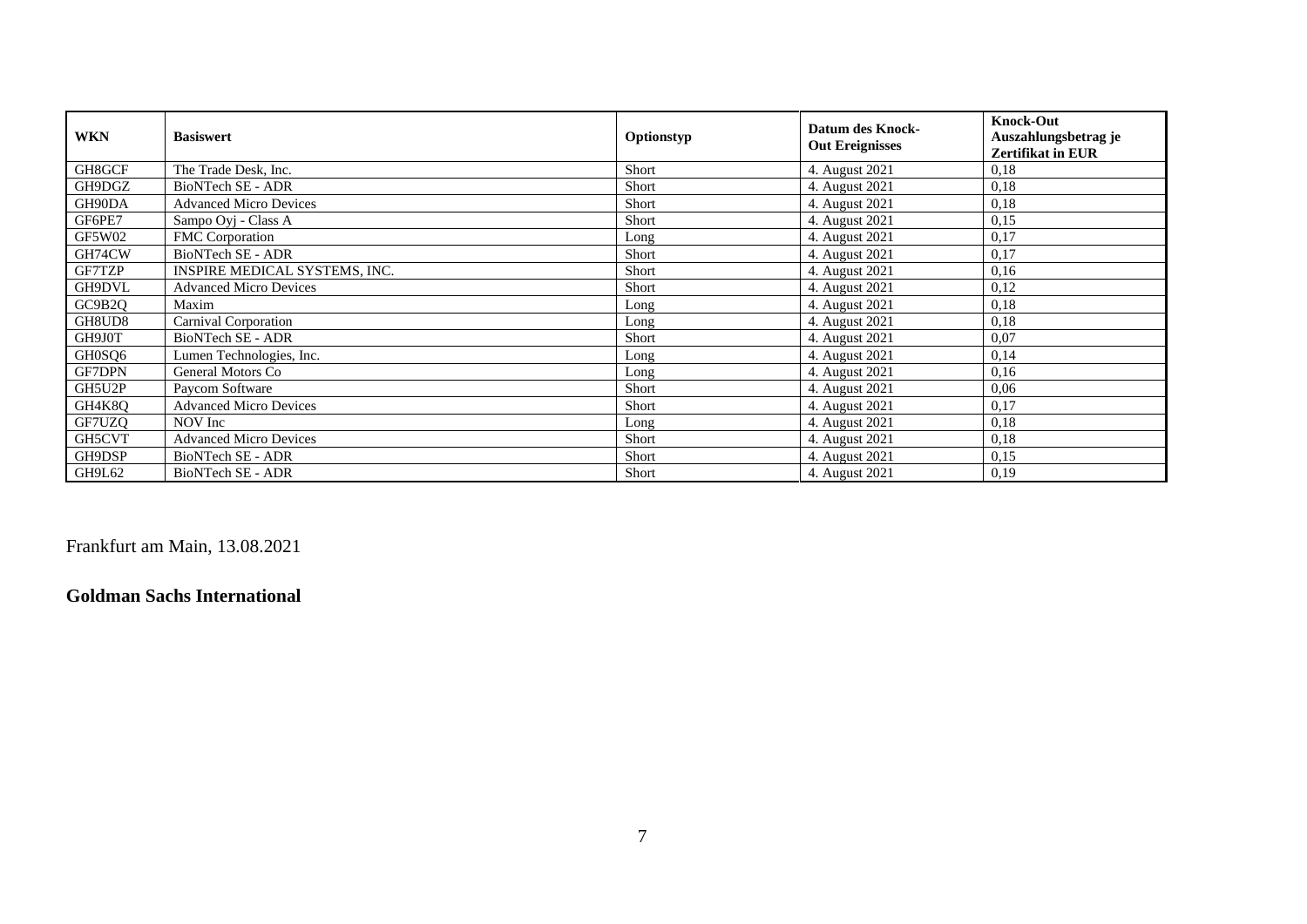| WKN | Basiswert | Optionstyp | Datum des Knock-Out Ereignisses | Knock-Out Auszahlungsbetrag je Zertifikat in EUR |
|---|---|---|---|---|
| GH8GCF | The Trade Desk, Inc. | Short | 4. August 2021 | 0,18 |
| GH9DGZ | BioNTech SE - ADR | Short | 4. August 2021 | 0,18 |
| GH90DA | Advanced Micro Devices | Short | 4. August 2021 | 0,18 |
| GF6PE7 | Sampo Oyj - Class A | Short | 4. August 2021 | 0,15 |
| GF5W02 | FMC Corporation | Long | 4. August 2021 | 0,17 |
| GH74CW | BioNTech SE - ADR | Short | 4. August 2021 | 0,17 |
| GF7TZP | INSPIRE MEDICAL SYSTEMS, INC. | Short | 4. August 2021 | 0,16 |
| GH9DVL | Advanced Micro Devices | Short | 4. August 2021 | 0,12 |
| GC9B2Q | Maxim | Long | 4. August 2021 | 0,18 |
| GH8UD8 | Carnival Corporation | Long | 4. August 2021 | 0,18 |
| GH9J0T | BioNTech SE - ADR | Short | 4. August 2021 | 0,07 |
| GH0SQ6 | Lumen Technologies, Inc. | Long | 4. August 2021 | 0,14 |
| GF7DPN | General Motors Co | Long | 4. August 2021 | 0,16 |
| GH5U2P | Paycom Software | Short | 4. August 2021 | 0,06 |
| GH4K8Q | Advanced Micro Devices | Short | 4. August 2021 | 0,17 |
| GF7UZQ | NOV Inc | Long | 4. August 2021 | 0,18 |
| GH5CVT | Advanced Micro Devices | Short | 4. August 2021 | 0,18 |
| GH9DSP | BioNTech SE - ADR | Short | 4. August 2021 | 0,15 |
| GH9L62 | BioNTech SE - ADR | Short | 4. August 2021 | 0,19 |

Frankfurt am Main, 13.08.2021

**Goldman Sachs International**